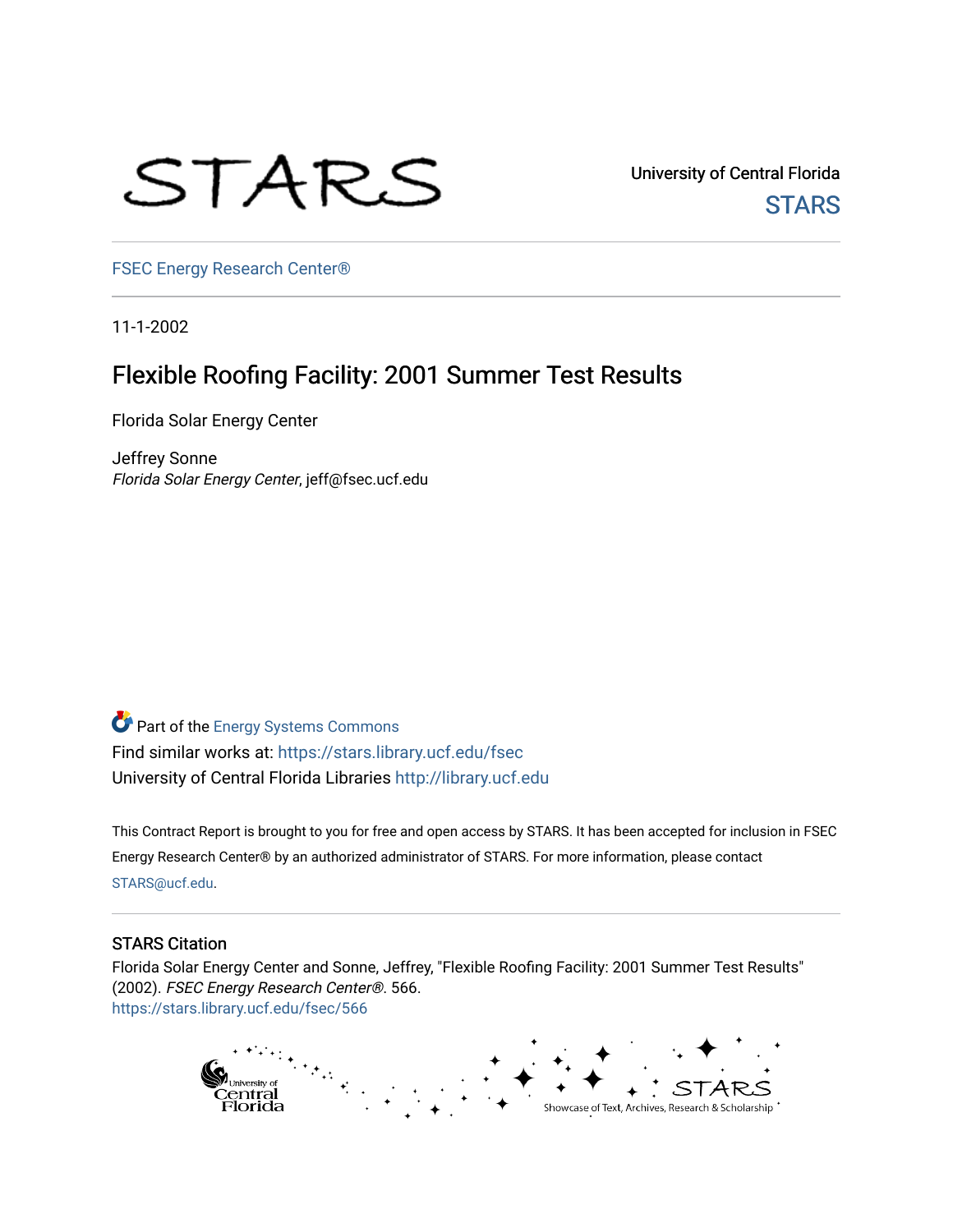STARS

University of Central Florida
STARS

FSEC Energy Research Center®

11-1-2002

# Flexible Roofing Facility: 2001 Summer Test Results

Florida Solar Energy Center

Jeffrey Sonne
*Florida Solar Energy Center*, jeff@fsec.ucf.edu

Part of the Energy Systems Commons
Find similar works at: https://stars.library.ucf.edu/fsec
University of Central Florida Libraries http://library.ucf.edu

This Contract Report is brought to you for free and open access by STARS. It has been accepted for inclusion in FSEC Energy Research Center® by an authorized administrator of STARS. For more information, please contact STARS@ucf.edu.

## STARS Citation

Florida Solar Energy Center and Sonne, Jeffrey, "Flexible Roofing Facility: 2001 Summer Test Results" (2002). *FSEC Energy Research Center®*. 566.
https://stars.library.ucf.edu/fsec/566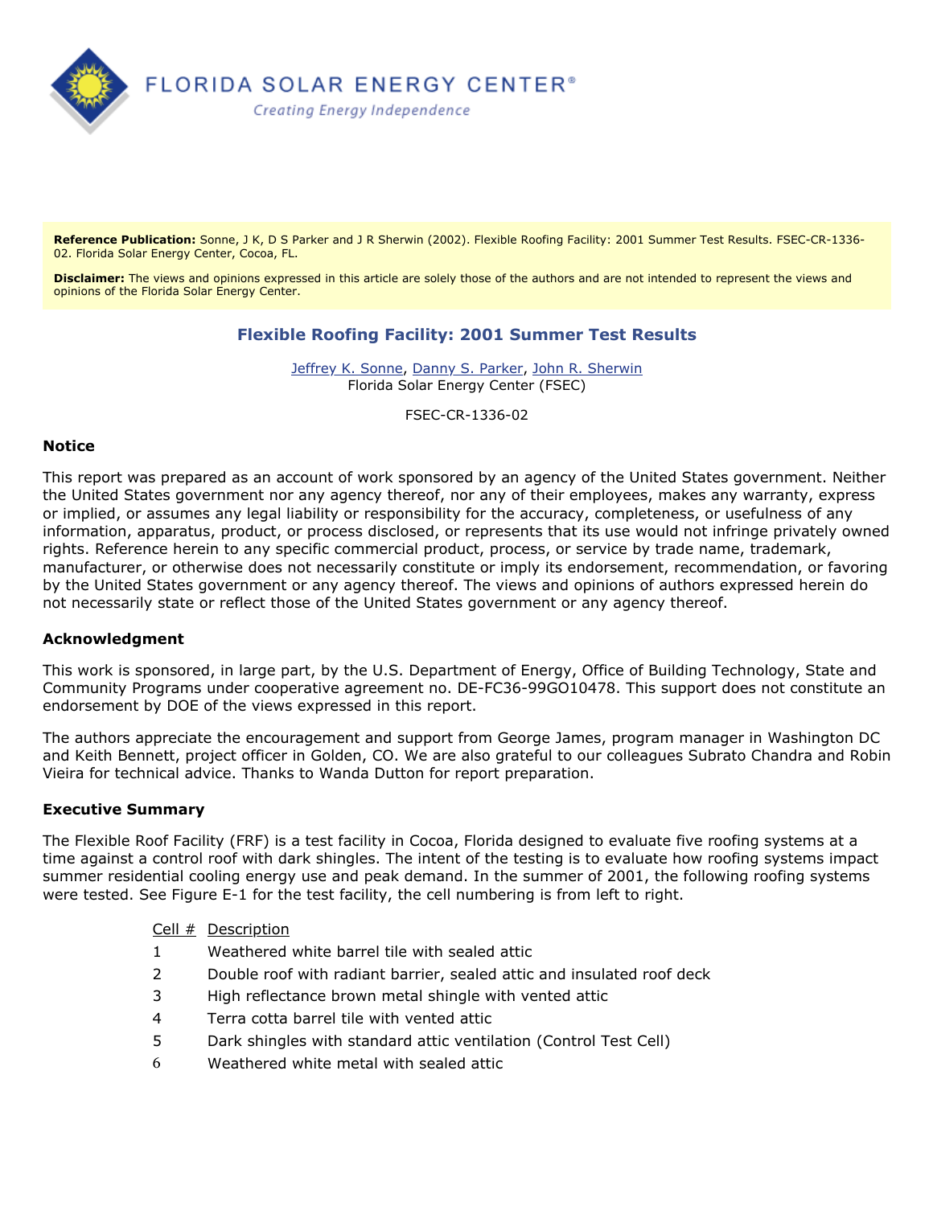**Reference Publication:** Sonne, J K, D S Parker and J R Sherwin (2002). Flexible Roofing Facility: 2001 Summer Test Results. FSEC-CR-1336-02. Florida Solar Energy Center, Cocoa, FL.

**Disclaimer:** The views and opinions expressed in this article are solely those of the authors and are not intended to represent the views and opinions of the Florida Solar Energy Center.

## Flexible Roofing Facility: 2001 Summer Test Results

Jeffrey K. Sonne, Danny S. Parker, John R. Sherwin
Florida Solar Energy Center (FSEC)

FSEC-CR-1336-02

### Notice

This report was prepared as an account of work sponsored by an agency of the United States government. Neither the United States government nor any agency thereof, nor any of their employees, makes any warranty, express or implied, or assumes any legal liability or responsibility for the accuracy, completeness, or usefulness of any information, apparatus, product, or process disclosed, or represents that its use would not infringe privately owned rights. Reference herein to any specific commercial product, process, or service by trade name, trademark, manufacturer, or otherwise does not necessarily constitute or imply its endorsement, recommendation, or favoring by the United States government or any agency thereof. The views and opinions of authors expressed herein do not necessarily state or reflect those of the United States government or any agency thereof.

### Acknowledgment

This work is sponsored, in large part, by the U.S. Department of Energy, Office of Building Technology, State and Community Programs under cooperative agreement no. DE-FC36-99GO10478. This support does not constitute an endorsement by DOE of the views expressed in this report.

The authors appreciate the encouragement and support from George James, program manager in Washington DC and Keith Bennett, project officer in Golden, CO. We are also grateful to our colleagues Subrato Chandra and Robin Vieira for technical advice. Thanks to Wanda Dutton for report preparation.

### Executive Summary

The Flexible Roof Facility (FRF) is a test facility in Cocoa, Florida designed to evaluate five roofing systems at a time against a control roof with dark shingles. The intent of the testing is to evaluate how roofing systems impact summer residential cooling energy use and peak demand. In the summer of 2001, the following roofing systems were tested. See Figure E-1 for the test facility, the cell numbering is from left to right.

| Cell # | Description |
|---|---|
| 1 | Weathered white barrel tile with sealed attic |
| 2 | Double roof with radiant barrier, sealed attic and insulated roof deck |
| 3 | High reflectance brown metal shingle with vented attic |
| 4 | Terra cotta barrel tile with vented attic |
| 5 | Dark shingles with standard attic ventilation (Control Test Cell) |
| 6 | Weathered white metal with sealed attic |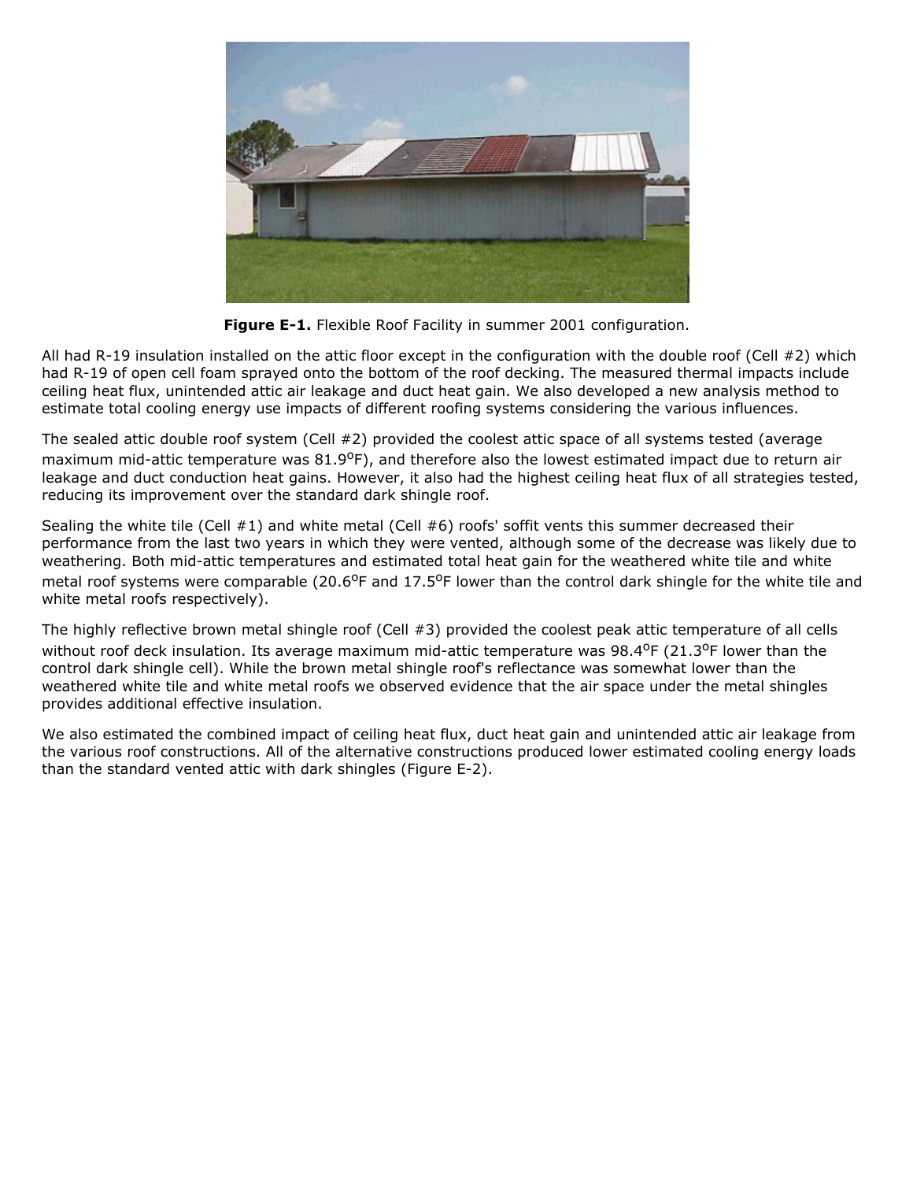**Figure E-1.** Flexible Roof Facility in summer 2001 configuration.

All had R-19 insulation installed on the attic floor except in the configuration with the double roof (Cell #2) which had R-19 of open cell foam sprayed onto the bottom of the roof decking. The measured thermal impacts include ceiling heat flux, unintended attic air leakage and duct heat gain. We also developed a new analysis method to estimate total cooling energy use impacts of different roofing systems considering the various influences.

The sealed attic double roof system (Cell #2) provided the coolest attic space of all systems tested (average maximum mid-attic temperature was 81.9°F), and therefore also the lowest estimated impact due to return air leakage and duct conduction heat gains. However, it also had the highest ceiling heat flux of all strategies tested, reducing its improvement over the standard dark shingle roof.

Sealing the white tile (Cell #1) and white metal (Cell #6) roofs' soffit vents this summer decreased their performance from the last two years in which they were vented, although some of the decrease was likely due to weathering. Both mid-attic temperatures and estimated total heat gain for the weathered white tile and white metal roof systems were comparable (20.6°F and 17.5°F lower than the control dark shingle for the white tile and white metal roofs respectively).

The highly reflective brown metal shingle roof (Cell #3) provided the coolest peak attic temperature of all cells without roof deck insulation. Its average maximum mid-attic temperature was 98.4°F (21.3°F lower than the control dark shingle cell). While the brown metal shingle roof's reflectance was somewhat lower than the weathered white tile and white metal roofs we observed evidence that the air space under the metal shingles provides additional effective insulation.

We also estimated the combined impact of ceiling heat flux, duct heat gain and unintended attic air leakage from the various roof constructions. All of the alternative constructions produced lower estimated cooling energy loads than the standard vented attic with dark shingles (Figure E-2).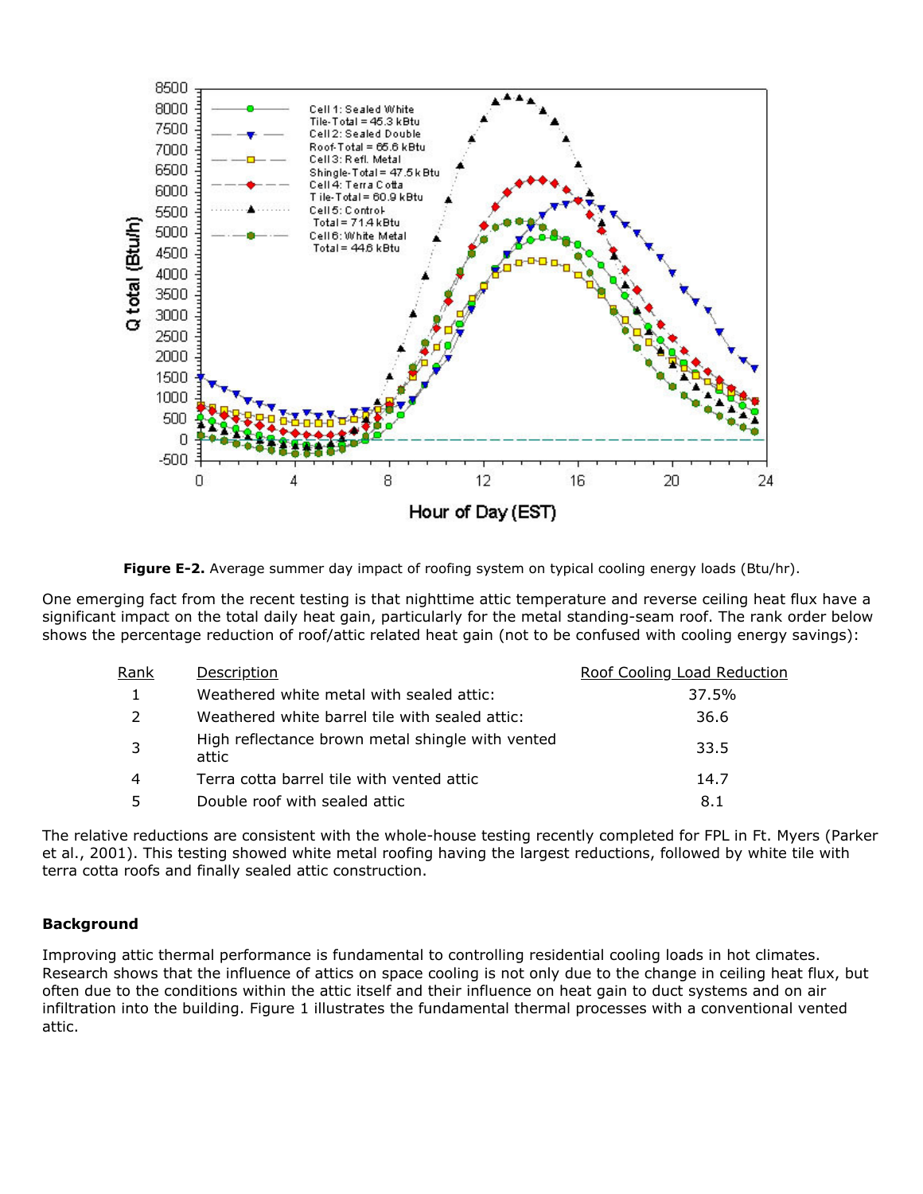**Figure E-2.** Average summer day impact of roofing system on typical cooling energy loads (Btu/hr).

One emerging fact from the recent testing is that nighttime attic temperature and reverse ceiling heat flux have a significant impact on the total daily heat gain, particularly for the metal standing-seam roof. The rank order below shows the percentage reduction of roof/attic related heat gain (not to be confused with cooling energy savings):

| Rank | Description | Roof Cooling Load Reduction |
|---|---|---|
| 1 | Weathered white metal with sealed attic: | 37.5% |
| 2 | Weathered white barrel tile with sealed attic: | 36.6 |
| 3 | High reflectance brown metal shingle with vented attic | 33.5 |
| 4 | Terra cotta barrel tile with vented attic | 14.7 |
| 5 | Double roof with sealed attic | 8.1 |

The relative reductions are consistent with the whole-house testing recently completed for FPL in Ft. Myers (Parker et al., 2001). This testing showed white metal roofing having the largest reductions, followed by white tile with terra cotta roofs and finally sealed attic construction.

### Background

Improving attic thermal performance is fundamental to controlling residential cooling loads in hot climates. Research shows that the influence of attics on space cooling is not only due to the change in ceiling heat flux, but often due to the conditions within the attic itself and their influence on heat gain to duct systems and on air infiltration into the building. Figure 1 illustrates the fundamental thermal processes with a conventional vented attic.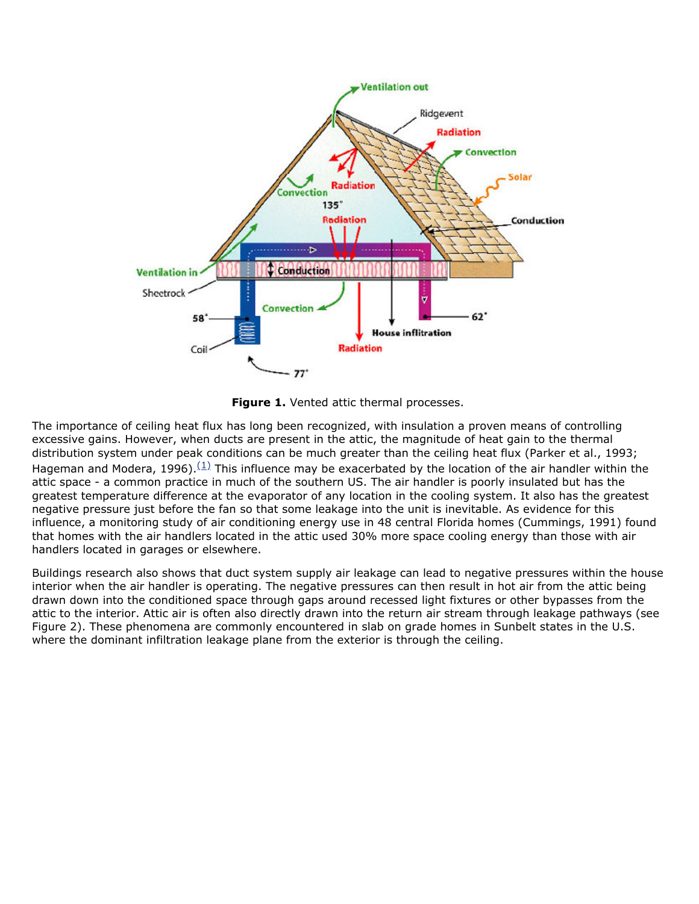**Figure 1.** Vented attic thermal processes.

The importance of ceiling heat flux has long been recognized, with insulation a proven means of controlling excessive gains. However, when ducts are present in the attic, the magnitude of heat gain to the thermal distribution system under peak conditions can be much greater than the ceiling heat flux (Parker et al., 1993; Hageman and Modera, 1996).[(1)] This influence may be exacerbated by the location of the air handler within the attic space - a common practice in much of the southern US. The air handler is poorly insulated but has the greatest temperature difference at the evaporator of any location in the cooling system. It also has the greatest negative pressure just before the fan so that some leakage into the unit is inevitable. As evidence for this influence, a monitoring study of air conditioning energy use in 48 central Florida homes (Cummings, 1991) found that homes with the air handlers located in the attic used 30% more space cooling energy than those with air handlers located in garages or elsewhere.

Buildings research also shows that duct system supply air leakage can lead to negative pressures within the house interior when the air handler is operating. The negative pressures can then result in hot air from the attic being drawn down into the conditioned space through gaps around recessed light fixtures or other bypasses from the attic to the interior. Attic air is often also directly drawn into the return air stream through leakage pathways (see Figure 2). These phenomena are commonly encountered in slab on grade homes in Sunbelt states in the U.S. where the dominant infiltration leakage plane from the exterior is through the ceiling.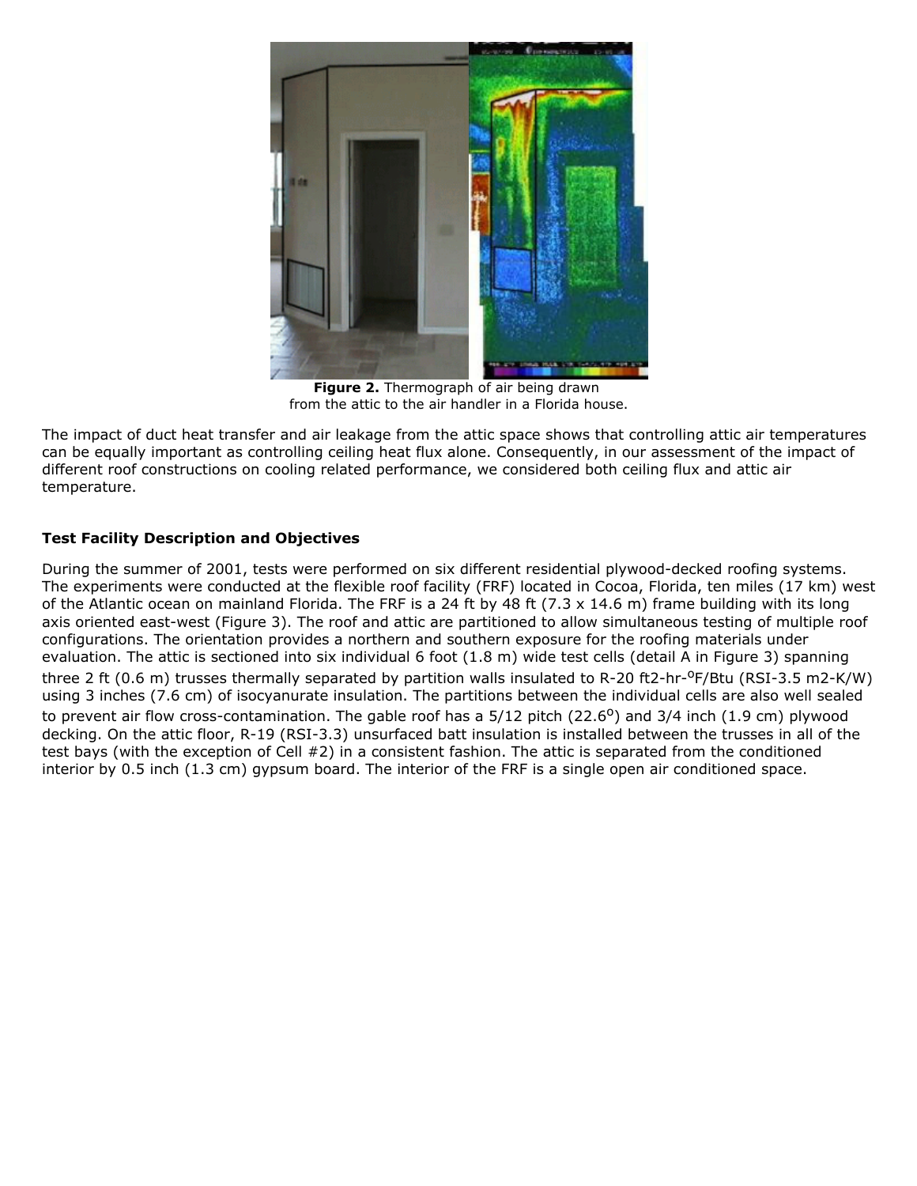**Figure 2.** Thermograph of air being drawn from the attic to the air handler in a Florida house.

The impact of duct heat transfer and air leakage from the attic space shows that controlling attic air temperatures can be equally important as controlling ceiling heat flux alone. Consequently, in our assessment of the impact of different roof constructions on cooling related performance, we considered both ceiling flux and attic air temperature.

### Test Facility Description and Objectives

During the summer of 2001, tests were performed on six different residential plywood-decked roofing systems. The experiments were conducted at the flexible roof facility (FRF) located in Cocoa, Florida, ten miles (17 km) west of the Atlantic ocean on mainland Florida. The FRF is a 24 ft by 48 ft (7.3 x 14.6 m) frame building with its long axis oriented east-west (Figure 3). The roof and attic are partitioned to allow simultaneous testing of multiple roof configurations. The orientation provides a northern and southern exposure for the roofing materials under evaluation. The attic is sectioned into six individual 6 foot (1.8 m) wide test cells (detail A in Figure 3) spanning three 2 ft (0.6 m) trusses thermally separated by partition walls insulated to R-20 ft2-hr-$^{o}$F/Btu (RSI-3.5 m2-K/W) using 3 inches (7.6 cm) of isocyanurate insulation. The partitions between the individual cells are also well sealed to prevent air flow cross-contamination. The gable roof has a 5/12 pitch (22.6$^{o}$) and 3/4 inch (1.9 cm) plywood decking. On the attic floor, R-19 (RSI-3.3) unsurfaced batt insulation is installed between the trusses in all of the test bays (with the exception of Cell #2) in a consistent fashion. The attic is separated from the conditioned interior by 0.5 inch (1.3 cm) gypsum board. The interior of the FRF is a single open air conditioned space.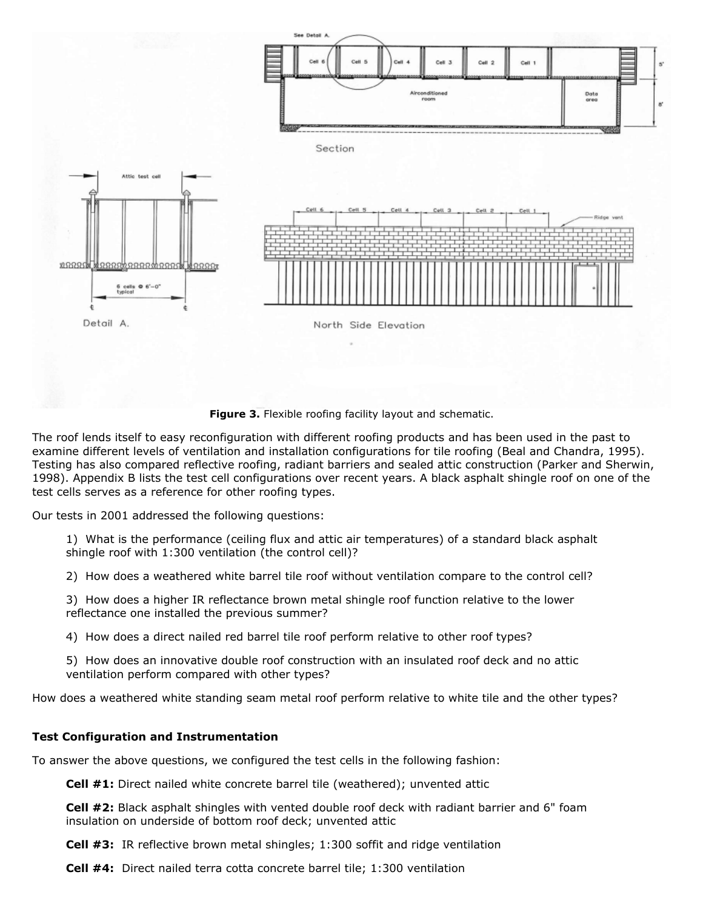**Figure 3.** Flexible roofing facility layout and schematic.

The roof lends itself to easy reconfiguration with different roofing products and has been used in the past to examine different levels of ventilation and installation configurations for tile roofing (Beal and Chandra, 1995). Testing has also compared reflective roofing, radiant barriers and sealed attic construction (Parker and Sherwin, 1998). Appendix B lists the test cell configurations over recent years. A black asphalt shingle roof on one of the test cells serves as a reference for other roofing types.

Our tests in 2001 addressed the following questions:

1) What is the performance (ceiling flux and attic air temperatures) of a standard black asphalt shingle roof with 1:300 ventilation (the control cell)?

2) How does a weathered white barrel tile roof without ventilation compare to the control cell?

3) How does a higher IR reflectance brown metal shingle roof function relative to the lower reflectance one installed the previous summer?

4) How does a direct nailed red barrel tile roof perform relative to other roof types?

5) How does an innovative double roof construction with an insulated roof deck and no attic ventilation perform compared with other types?

How does a weathered white standing seam metal roof perform relative to white tile and the other types?

### Test Configuration and Instrumentation

To answer the above questions, we configured the test cells in the following fashion:

**Cell #1:** Direct nailed white concrete barrel tile (weathered); unvented attic

**Cell #2:** Black asphalt shingles with vented double roof deck with radiant barrier and 6" foam insulation on underside of bottom roof deck; unvented attic

**Cell #3:** IR reflective brown metal shingles; 1:300 soffit and ridge ventilation

**Cell #4:** Direct nailed terra cotta concrete barrel tile; 1:300 ventilation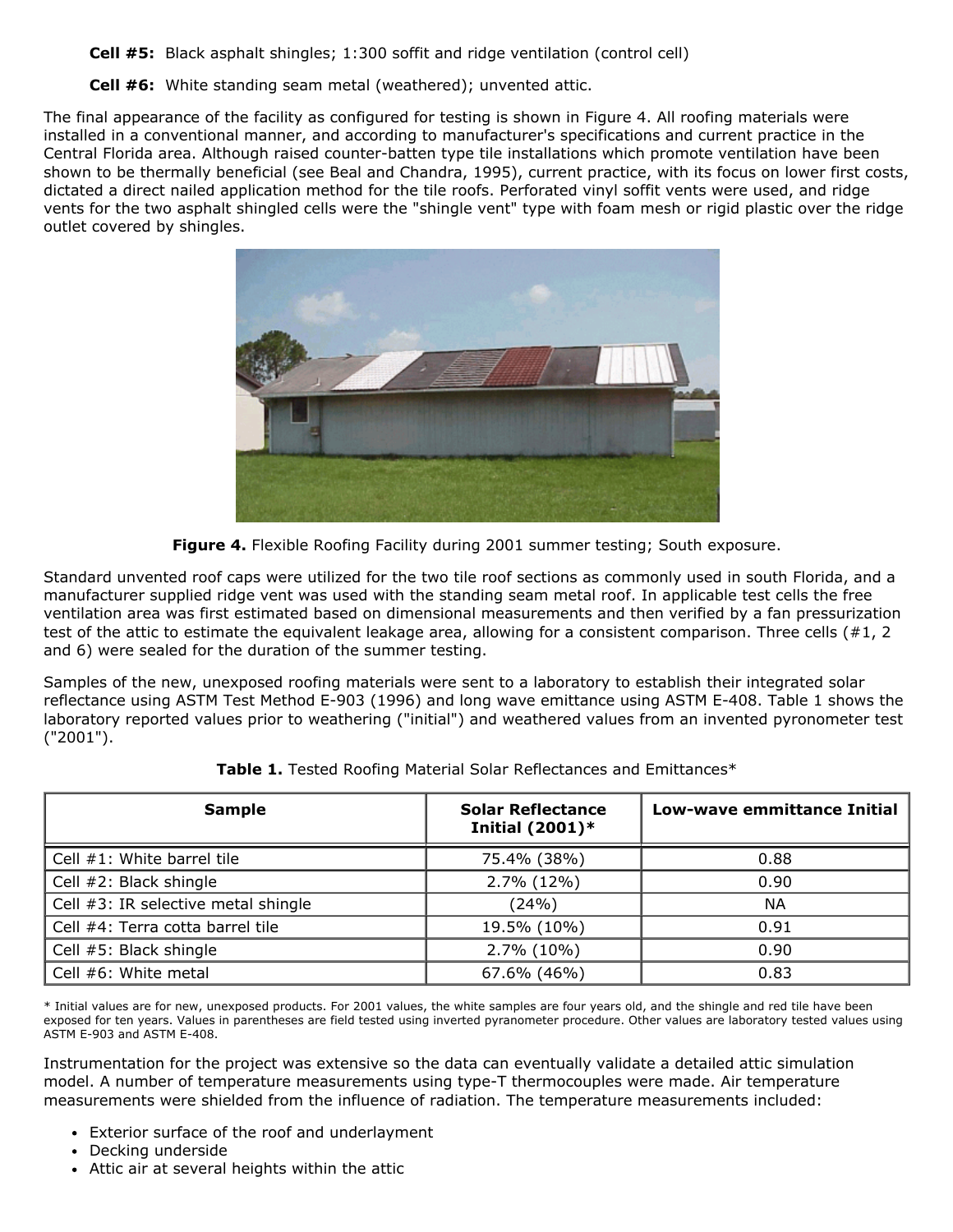**Cell #5:** Black asphalt shingles; 1:300 soffit and ridge ventilation (control cell)

**Cell #6:** White standing seam metal (weathered); unvented attic.

The final appearance of the facility as configured for testing is shown in Figure 4. All roofing materials were installed in a conventional manner, and according to manufacturer's specifications and current practice in the Central Florida area. Although raised counter-batten type tile installations which promote ventilation have been shown to be thermally beneficial (see Beal and Chandra, 1995), current practice, with its focus on lower first costs, dictated a direct nailed application method for the tile roofs. Perforated vinyl soffit vents were used, and ridge vents for the two asphalt shingled cells were the "shingle vent" type with foam mesh or rigid plastic over the ridge outlet covered by shingles.

**Figure 4.** Flexible Roofing Facility during 2001 summer testing; South exposure.

Standard unvented roof caps were utilized for the two tile roof sections as commonly used in south Florida, and a manufacturer supplied ridge vent was used with the standing seam metal roof. In applicable test cells the free ventilation area was first estimated based on dimensional measurements and then verified by a fan pressurization test of the attic to estimate the equivalent leakage area, allowing for a consistent comparison. Three cells (#1, 2 and 6) were sealed for the duration of the summer testing.

Samples of the new, unexposed roofing materials were sent to a laboratory to establish their integrated solar reflectance using ASTM Test Method E-903 (1996) and long wave emittance using ASTM E-408. Table 1 shows the laboratory reported values prior to weathering ("initial") and weathered values from an invented pyronometer test ("2001").

**Table 1.** Tested Roofing Material Solar Reflectances and Emittances*

| Sample | Solar Reflectance Initial (2001)* | Low-wave emmittance Initial |
|---|---|---|
| Cell #1: White barrel tile | 75.4% (38%) | 0.88 |
| Cell #2: Black shingle | 2.7% (12%) | 0.90 |
| Cell #3: IR selective metal shingle | (24%) | NA |
| Cell #4: Terra cotta barrel tile | 19.5% (10%) | 0.91 |
| Cell #5: Black shingle | 2.7% (10%) | 0.90 |
| Cell #6: White metal | 67.6% (46%) | 0.83 |

* Initial values are for new, unexposed products. For 2001 values, the white samples are four years old, and the shingle and red tile have been exposed for ten years. Values in parentheses are field tested using inverted pyranometer procedure. Other values are laboratory tested values using ASTM E-903 and ASTM E-408.

Instrumentation for the project was extensive so the data can eventually validate a detailed attic simulation model. A number of temperature measurements using type-T thermocouples were made. Air temperature measurements were shielded from the influence of radiation. The temperature measurements included:

- Exterior surface of the roof and underlayment
- Decking underside
- Attic air at several heights within the attic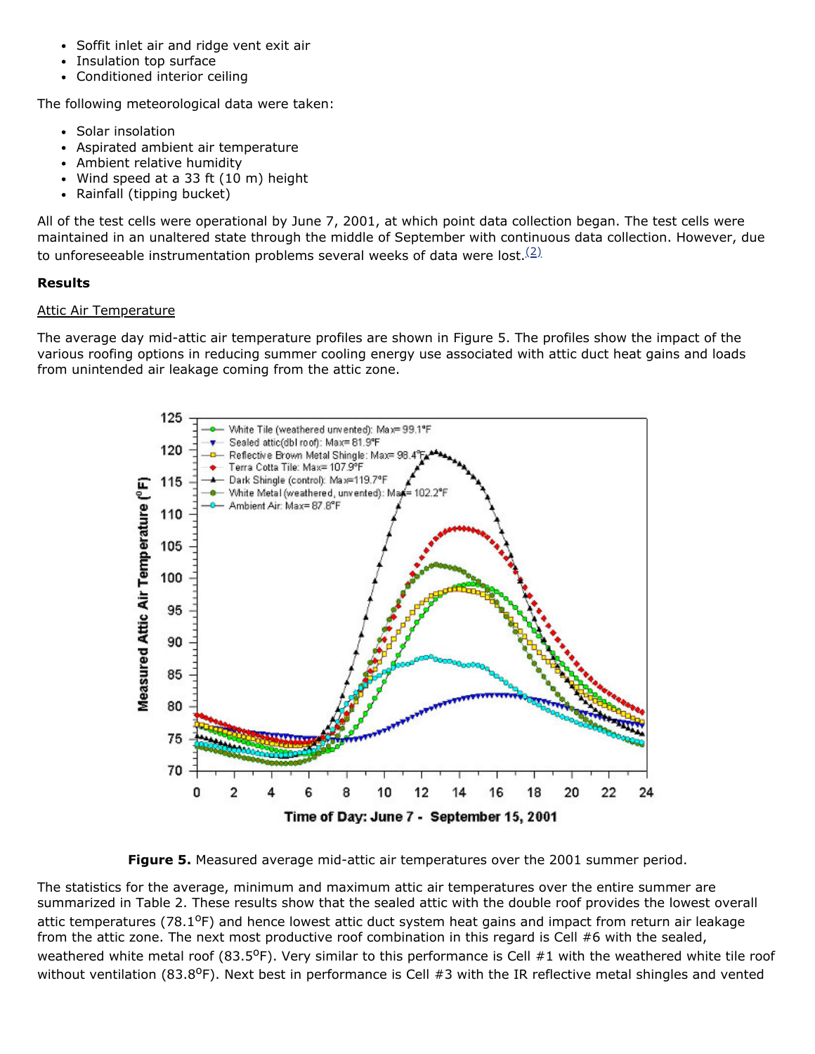- Soffit inlet air and ridge vent exit air
- Insulation top surface
- Conditioned interior ceiling

The following meteorological data were taken:

- Solar insolation
- Aspirated ambient air temperature
- Ambient relative humidity
- Wind speed at a 33 ft (10 m) height
- Rainfall (tipping bucket)

All of the test cells were operational by June 7, 2001, at which point data collection began. The test cells were maintained in an unaltered state through the middle of September with continuous data collection. However, due to unforeseeable instrumentation problems several weeks of data were lost.[(2)]

**Results**

Attic Air Temperature

The average day mid-attic air temperature profiles are shown in Figure 5. The profiles show the impact of the various roofing options in reducing summer cooling energy use associated with attic duct heat gains and loads from unintended air leakage coming from the attic zone.

**Figure 5.** Measured average mid-attic air temperatures over the 2001 summer period.

The statistics for the average, minimum and maximum attic air temperatures over the entire summer are summarized in Table 2. These results show that the sealed attic with the double roof provides the lowest overall attic temperatures (78.1°F) and hence lowest attic duct system heat gains and impact from return air leakage from the attic zone. The next most productive roof combination in this regard is Cell #6 with the sealed, weathered white metal roof (83.5°F). Very similar to this performance is Cell #1 with the weathered white tile roof without ventilation (83.8°F). Next best in performance is Cell #3 with the IR reflective metal shingles and vented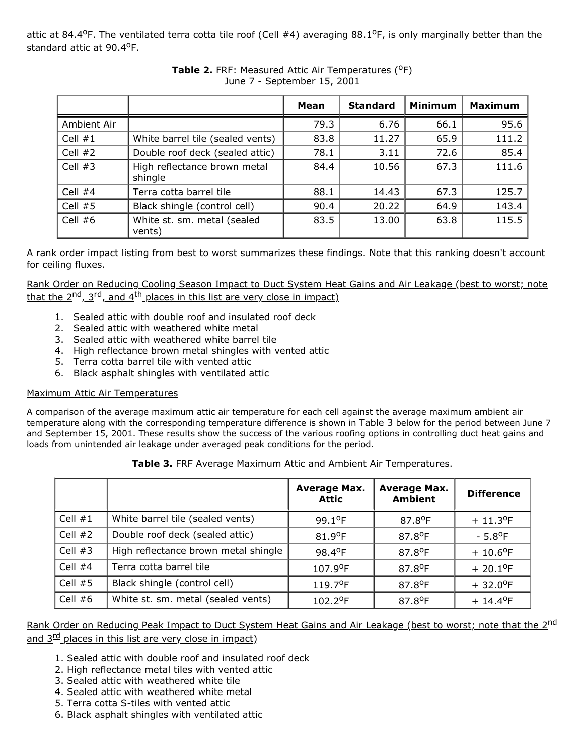attic at 84.4°F. The ventilated terra cotta tile roof (Cell #4) averaging 88.1°F, is only marginally better than the standard attic at 90.4°F.

**Table 2.** FRF: Measured Attic Air Temperatures (°F)
June 7 - September 15, 2001

| | | Mean | Standard | Minimum | Maximum |
|---|---|---|---|---|---|
| Ambient Air | | 79.3 | 6.76 | 66.1 | 95.6 |
| Cell #1 | White barrel tile (sealed vents) | 83.8 | 11.27 | 65.9 | 111.2 |
| Cell #2 | Double roof deck (sealed attic) | 78.1 | 3.11 | 72.6 | 85.4 |
| Cell #3 | High reflectance brown metal shingle | 84.4 | 10.56 | 67.3 | 111.6 |
| Cell #4 | Terra cotta barrel tile | 88.1 | 14.43 | 67.3 | 125.7 |
| Cell #5 | Black shingle (control cell) | 90.4 | 20.22 | 64.9 | 143.4 |
| Cell #6 | White st. sm. metal (sealed vents) | 83.5 | 13.00 | 63.8 | 115.5 |

A rank order impact listing from best to worst summarizes these findings. Note that this ranking doesn't account for ceiling fluxes.

Rank Order on Reducing Cooling Season Impact to Duct System Heat Gains and Air Leakage (best to worst; note that the 2nd, 3rd, and 4th places in this list are very close in impact)

1. Sealed attic with double roof and insulated roof deck
2. Sealed attic with weathered white metal
3. Sealed attic with weathered white barrel tile
4. High reflectance brown metal shingles with vented attic
5. Terra cotta barrel tile with vented attic
6. Black asphalt shingles with ventilated attic

Maximum Attic Air Temperatures

A comparison of the average maximum attic air temperature for each cell against the average maximum ambient air temperature along with the corresponding temperature difference is shown in Table 3 below for the period between June 7 and September 15, 2001. These results show the success of the various roofing options in controlling duct heat gains and loads from unintended air leakage under averaged peak conditions for the period.

**Table 3.** FRF Average Maximum Attic and Ambient Air Temperatures.

| | | Average Max. Attic | Average Max. Ambient | Difference |
|---|---|---|---|---|
| Cell #1 | White barrel tile (sealed vents) | 99.1°F | 87.8°F | + 11.3°F |
| Cell #2 | Double roof deck (sealed attic) | 81.9°F | 87.8°F | - 5.8°F |
| Cell #3 | High reflectance brown metal shingle | 98.4°F | 87.8°F | + 10.6°F |
| Cell #4 | Terra cotta barrel tile | 107.9°F | 87.8°F | + 20.1°F |
| Cell #5 | Black shingle (control cell) | 119.7°F | 87.8°F | + 32.0°F |
| Cell #6 | White st. sm. metal (sealed vents) | 102.2°F | 87.8°F | + 14.4°F |

Rank Order on Reducing Peak Impact to Duct System Heat Gains and Air Leakage (best to worst; note that the 2nd and 3rd places in this list are very close in impact)

1. Sealed attic with double roof and insulated roof deck
2. High reflectance metal tiles with vented attic
3. Sealed attic with weathered white tile
4. Sealed attic with weathered white metal
5. Terra cotta S-tiles with vented attic
6. Black asphalt shingles with ventilated attic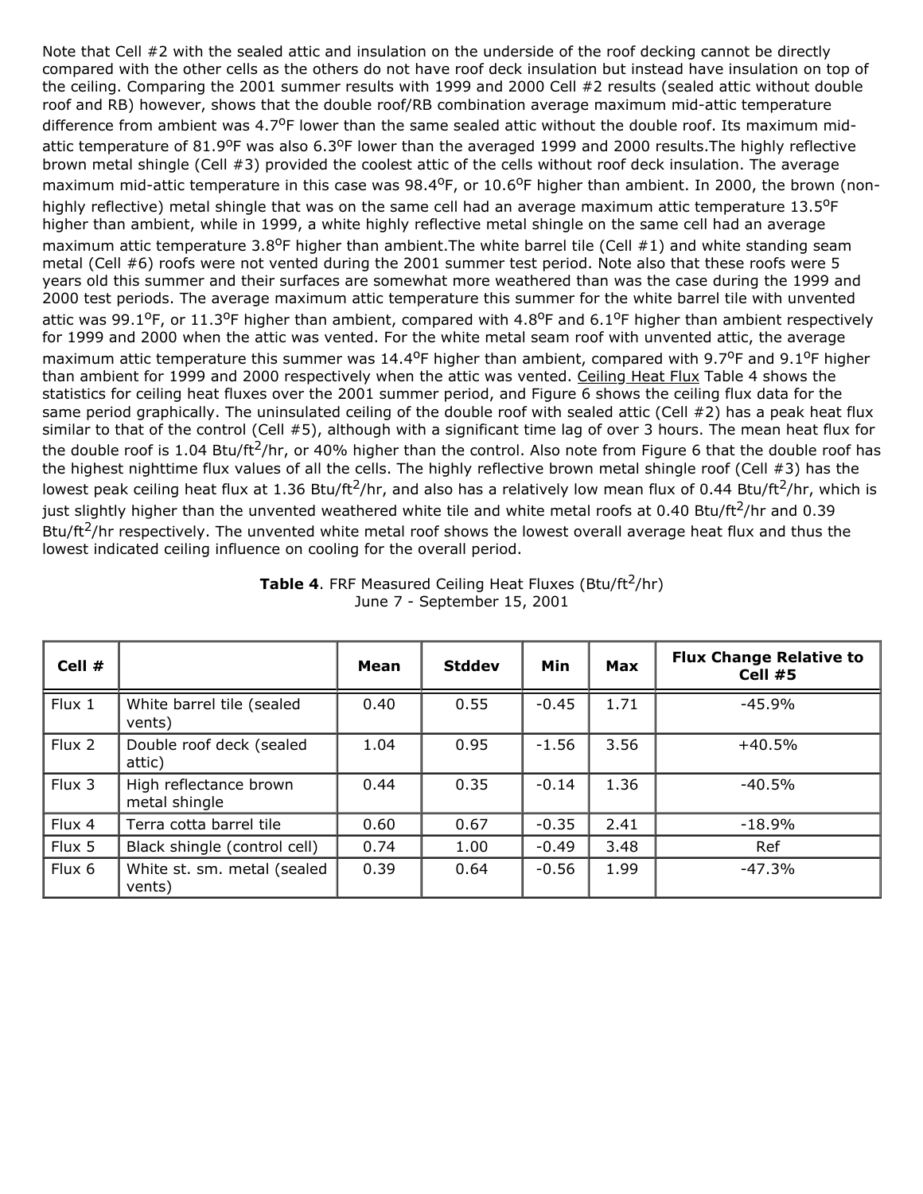Note that Cell #2 with the sealed attic and insulation on the underside of the roof decking cannot be directly compared with the other cells as the others do not have roof deck insulation but instead have insulation on top of the ceiling. Comparing the 2001 summer results with 1999 and 2000 Cell #2 results (sealed attic without double roof and RB) however, shows that the double roof/RB combination average maximum mid-attic temperature difference from ambient was 4.7°F lower than the same sealed attic without the double roof. Its maximum mid-attic temperature of 81.9°F was also 6.3°F lower than the averaged 1999 and 2000 results.The highly reflective brown metal shingle (Cell #3) provided the coolest attic of the cells without roof deck insulation. The average maximum mid-attic temperature in this case was 98.4°F, or 10.6°F higher than ambient. In 2000, the brown (non-highly reflective) metal shingle that was on the same cell had an average maximum attic temperature 13.5°F higher than ambient, while in 1999, a white highly reflective metal shingle on the same cell had an average maximum attic temperature 3.8°F higher than ambient.The white barrel tile (Cell #1) and white standing seam metal (Cell #6) roofs were not vented during the 2001 summer test period. Note also that these roofs were 5 years old this summer and their surfaces are somewhat more weathered than was the case during the 1999 and 2000 test periods. The average maximum attic temperature this summer for the white barrel tile with unvented attic was 99.1°F, or 11.3°F higher than ambient, compared with 4.8°F and 6.1°F higher than ambient respectively for 1999 and 2000 when the attic was vented. For the white metal seam roof with unvented attic, the average maximum attic temperature this summer was 14.4°F higher than ambient, compared with 9.7°F and 9.1°F higher than ambient for 1999 and 2000 respectively when the attic was vented. Ceiling Heat Flux Table 4 shows the statistics for ceiling heat fluxes over the 2001 summer period, and Figure 6 shows the ceiling flux data for the same period graphically. The uninsulated ceiling of the double roof with sealed attic (Cell #2) has a peak heat flux similar to that of the control (Cell #5), although with a significant time lag of over 3 hours. The mean heat flux for the double roof is 1.04 Btu/ft$^2$/hr, or 40% higher than the control. Also note from Figure 6 that the double roof has the highest nighttime flux values of all the cells. The highly reflective brown metal shingle roof (Cell #3) has the lowest peak ceiling heat flux at 1.36 Btu/ft$^2$/hr, and also has a relatively low mean flux of 0.44 Btu/ft$^2$/hr, which is just slightly higher than the unvented weathered white tile and white metal roofs at 0.40 Btu/ft$^2$/hr and 0.39 Btu/ft$^2$/hr respectively. The unvented white metal roof shows the lowest overall average heat flux and thus the lowest indicated ceiling influence on cooling for the overall period.

**Table 4**. FRF Measured Ceiling Heat Fluxes (Btu/ft$^2$/hr)
June 7 - September 15, 2001

| Cell # | | Mean | Stddev | Min | Max | Flux Change Relative to Cell #5 |
|---|---|---|---|---|---|---|
| Flux 1 | White barrel tile (sealed vents) | 0.40 | 0.55 | -0.45 | 1.71 | -45.9% |
| Flux 2 | Double roof deck (sealed attic) | 1.04 | 0.95 | -1.56 | 3.56 | +40.5% |
| Flux 3 | High reflectance brown metal shingle | 0.44 | 0.35 | -0.14 | 1.36 | -40.5% |
| Flux 4 | Terra cotta barrel tile | 0.60 | 0.67 | -0.35 | 2.41 | -18.9% |
| Flux 5 | Black shingle (control cell) | 0.74 | 1.00 | -0.49 | 3.48 | Ref |
| Flux 6 | White st. sm. metal (sealed vents) | 0.39 | 0.64 | -0.56 | 1.99 | -47.3% |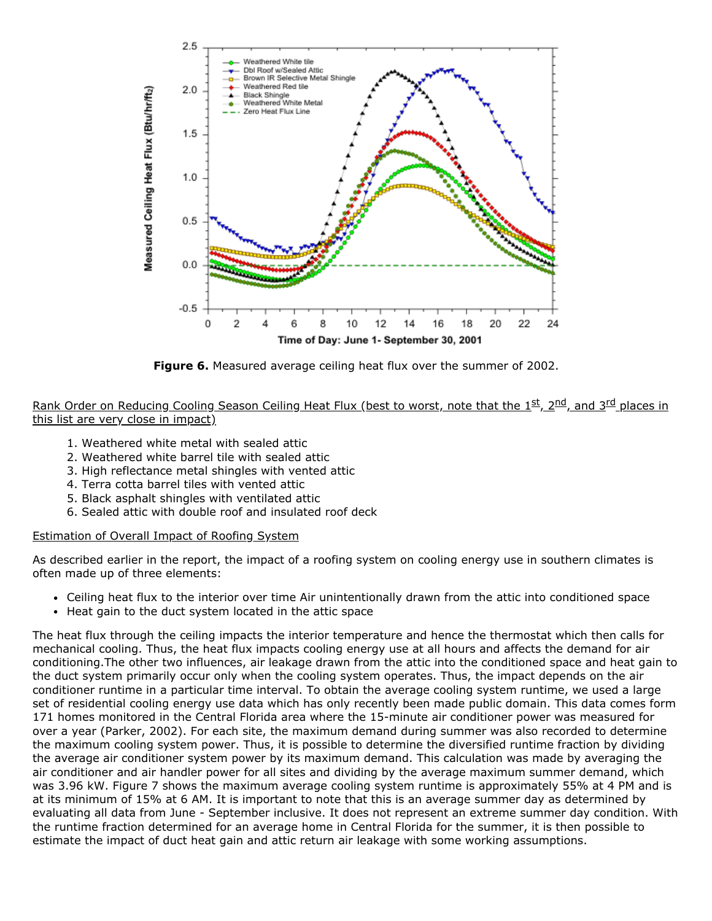**Figure 6.** Measured average ceiling heat flux over the summer of 2002.

Rank Order on Reducing Cooling Season Ceiling Heat Flux (best to worst, note that the 1st, 2nd, and 3rd places in this list are very close in impact)

1. Weathered white metal with sealed attic
2. Weathered white barrel tile with sealed attic
3. High reflectance metal shingles with vented attic
4. Terra cotta barrel tiles with vented attic
5. Black asphalt shingles with ventilated attic
6. Sealed attic with double roof and insulated roof deck

Estimation of Overall Impact of Roofing System

As described earlier in the report, the impact of a roofing system on cooling energy use in southern climates is often made up of three elements:

- Ceiling heat flux to the interior over time Air unintentionally drawn from the attic into conditioned space
- Heat gain to the duct system located in the attic space

The heat flux through the ceiling impacts the interior temperature and hence the thermostat which then calls for mechanical cooling. Thus, the heat flux impacts cooling energy use at all hours and affects the demand for air conditioning.The other two influences, air leakage drawn from the attic into the conditioned space and heat gain to the duct system primarily occur only when the cooling system operates. Thus, the impact depends on the air conditioner runtime in a particular time interval. To obtain the average cooling system runtime, we used a large set of residential cooling energy use data which has only recently been made public domain. This data comes form 171 homes monitored in the Central Florida area where the 15-minute air conditioner power was measured for over a year (Parker, 2002). For each site, the maximum demand during summer was also recorded to determine the maximum cooling system power. Thus, it is possible to determine the diversified runtime fraction by dividing the average air conditioner system power by its maximum demand. This calculation was made by averaging the air conditioner and air handler power for all sites and dividing by the average maximum summer demand, which was 3.96 kW. Figure 7 shows the maximum average cooling system runtime is approximately 55% at 4 PM and is at its minimum of 15% at 6 AM. It is important to note that this is an average summer day as determined by evaluating all data from June - September inclusive. It does not represent an extreme summer day condition. With the runtime fraction determined for an average home in Central Florida for the summer, it is then possible to estimate the impact of duct heat gain and attic return air leakage with some working assumptions.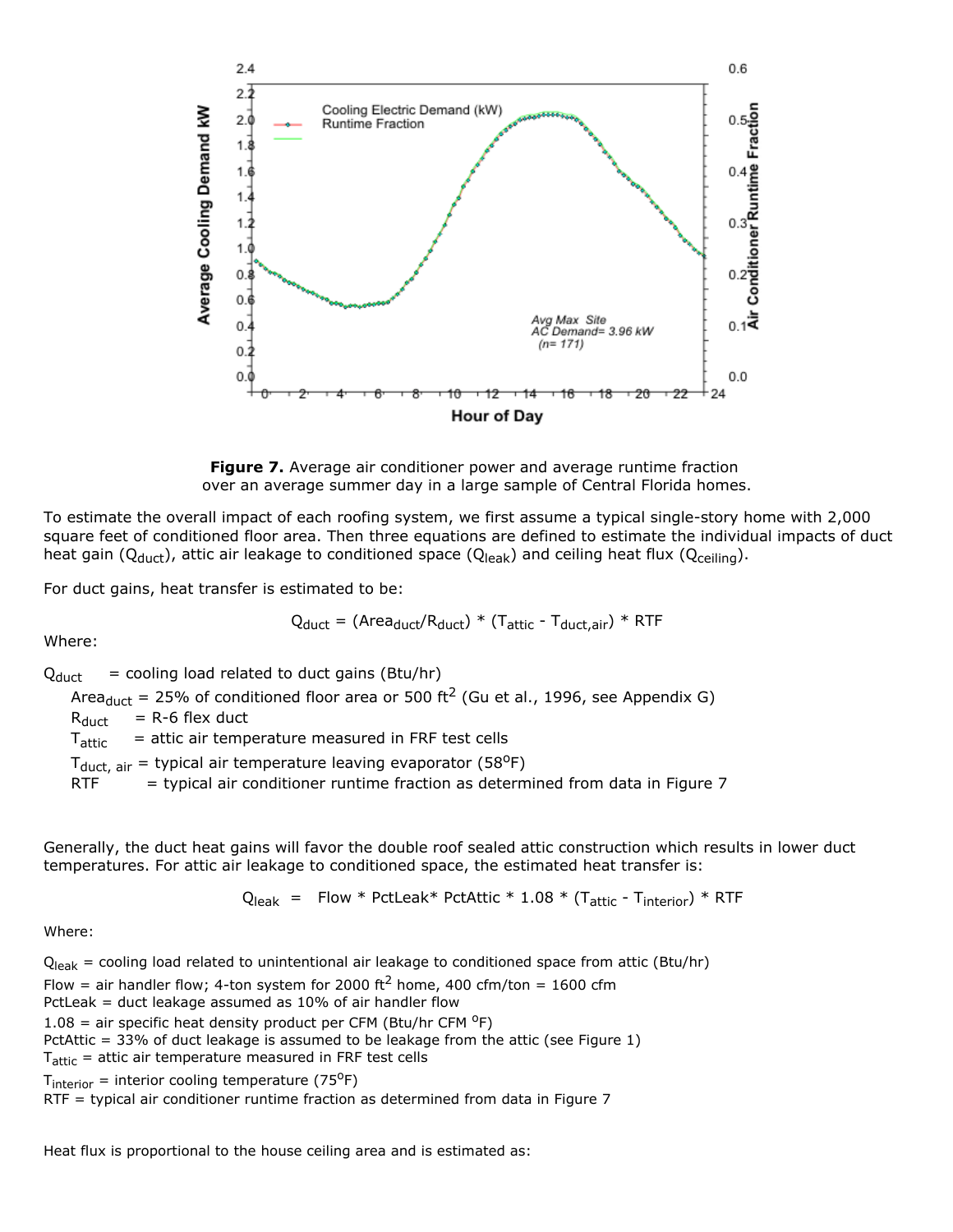**Figure 7.** Average air conditioner power and average runtime fraction over an average summer day in a large sample of Central Florida homes.

To estimate the overall impact of each roofing system, we first assume a typical single-story home with 2,000 square feet of conditioned floor area. Then three equations are defined to estimate the individual impacts of duct heat gain ($Q_{duct}$), attic air leakage to conditioned space ($Q_{leak}$) and ceiling heat flux ($Q_{ceiling}$).

For duct gains, heat transfer is estimated to be:

$$Q_{duct} = (Area_{duct}/R_{duct}) * (T_{attic} - T_{duct,air}) * RTF$$

Where:

$Q_{duct}$ = cooling load related to duct gains (Btu/hr)

$Area_{duct}$ = 25% of conditioned floor area or 500 $ft^2$ (Gu et al., 1996, see Appendix G)

$R_{duct}$ = R-6 flex duct

$T_{attic}$ = attic air temperature measured in FRF test cells

$T_{duct, air}$ = typical air temperature leaving evaporator (58°F)

RTF = typical air conditioner runtime fraction as determined from data in Figure 7

Generally, the duct heat gains will favor the double roof sealed attic construction which results in lower duct temperatures. For attic air leakage to conditioned space, the estimated heat transfer is:

$$Q_{leak} = Flow * PctLeak * PctAttic * 1.08 * (T_{attic} - T_{interior}) * RTF$$

Where:

$Q_{leak}$ = cooling load related to unintentional air leakage to conditioned space from attic (Btu/hr)

Flow = air handler flow; 4-ton system for 2000 $ft^2$ home, 400 cfm/ton = 1600 cfm

PctLeak = duct leakage assumed as 10% of air handler flow

1.08 = air specific heat density product per CFM (Btu/hr CFM °F)

PctAttic = 33% of duct leakage is assumed to be leakage from the attic (see Figure 1)

$T_{attic}$ = attic air temperature measured in FRF test cells

$T_{interior}$ = interior cooling temperature (75°F)

RTF = typical air conditioner runtime fraction as determined from data in Figure 7

Heat flux is proportional to the house ceiling area and is estimated as: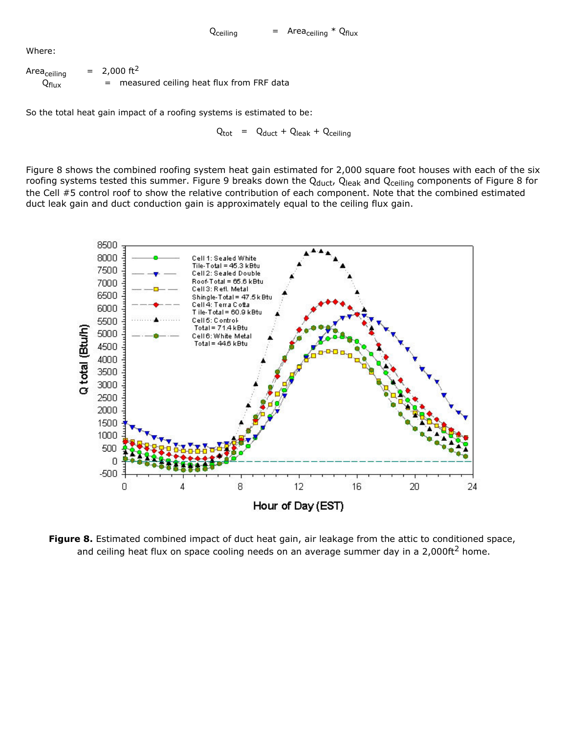$$Q_{ceiling} = Area_{ceiling} * Q_{flux}$$

Where:

$Area_{ceiling}$ = 2,000 ft$^2$

$Q_{flux}$ = measured ceiling heat flux from FRF data

So the total heat gain impact of a roofing systems is estimated to be:

$$Q_{tot} = Q_{duct} + Q_{leak} + Q_{ceiling}$$

Figure 8 shows the combined roofing system heat gain estimated for 2,000 square foot houses with each of the six roofing systems tested this summer. Figure 9 breaks down the $Q_{duct}$, $Q_{leak}$ and $Q_{ceiling}$ components of Figure 8 for the Cell #5 control roof to show the relative contribution of each component. Note that the combined estimated duct leak gain and duct conduction gain is approximately equal to the ceiling flux gain.

**Figure 8.** Estimated combined impact of duct heat gain, air leakage from the attic to conditioned space, and ceiling heat flux on space cooling needs on an average summer day in a 2,000ft$^2$ home.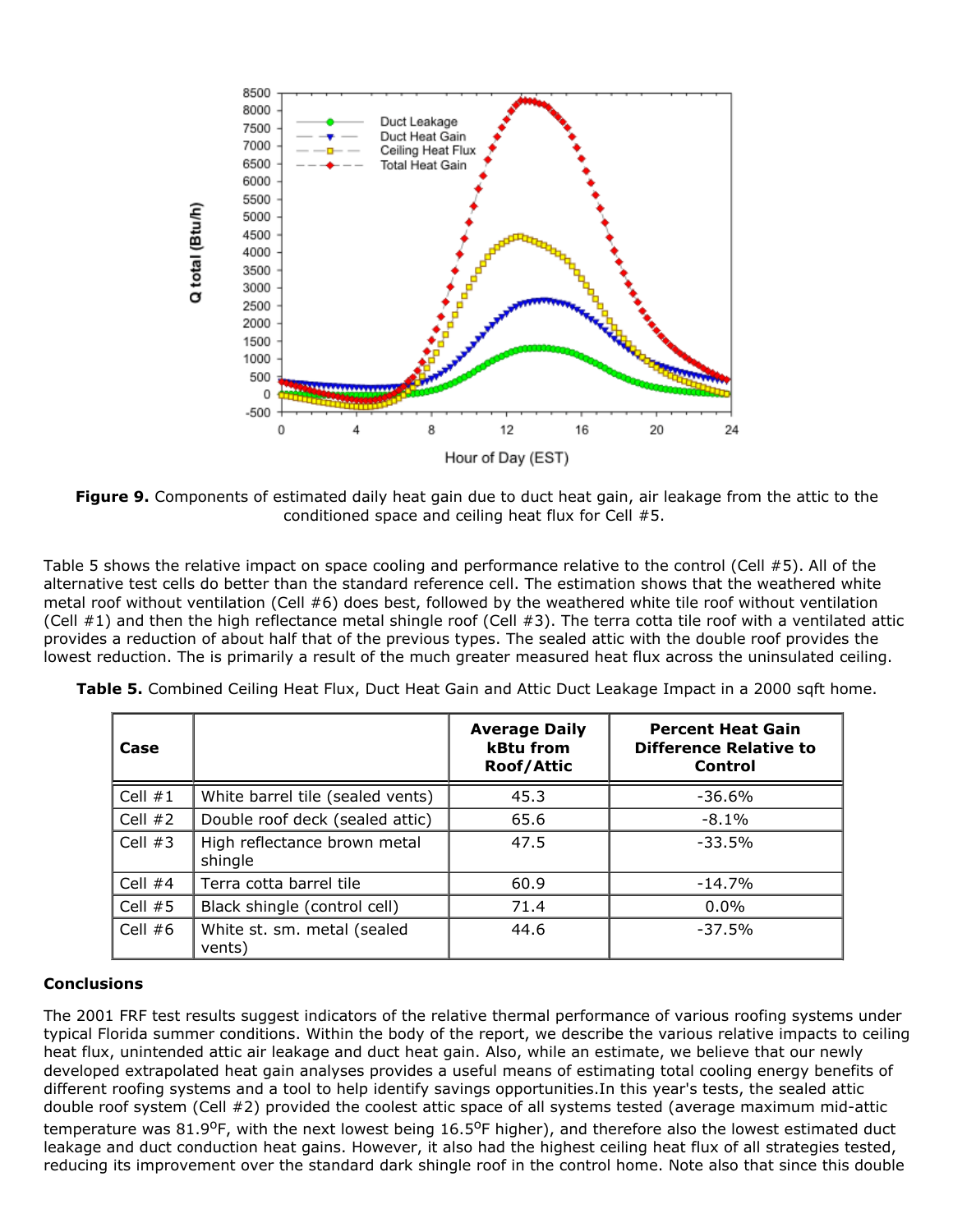**Figure 9.** Components of estimated daily heat gain due to duct heat gain, air leakage from the attic to the conditioned space and ceiling heat flux for Cell #5.

Table 5 shows the relative impact on space cooling and performance relative to the control (Cell #5). All of the alternative test cells do better than the standard reference cell. The estimation shows that the weathered white metal roof without ventilation (Cell #6) does best, followed by the weathered white tile roof without ventilation (Cell #1) and then the high reflectance metal shingle roof (Cell #3). The terra cotta tile roof with a ventilated attic provides a reduction of about half that of the previous types. The sealed attic with the double roof provides the lowest reduction. The is primarily a result of the much greater measured heat flux across the uninsulated ceiling.

**Table 5.** Combined Ceiling Heat Flux, Duct Heat Gain and Attic Duct Leakage Impact in a 2000 sqft home.

| Case | | Average Daily kBtu from Roof/Attic | Percent Heat Gain Difference Relative to Control |
|---|---|---|---|
| Cell #1 | White barrel tile (sealed vents) | 45.3 | -36.6% |
| Cell #2 | Double roof deck (sealed attic) | 65.6 | -8.1% |
| Cell #3 | High reflectance brown metal shingle | 47.5 | -33.5% |
| Cell #4 | Terra cotta barrel tile | 60.9 | -14.7% |
| Cell #5 | Black shingle (control cell) | 71.4 | 0.0% |
| Cell #6 | White st. sm. metal (sealed vents) | 44.6 | -37.5% |

**Conclusions**

The 2001 FRF test results suggest indicators of the relative thermal performance of various roofing systems under typical Florida summer conditions. Within the body of the report, we describe the various relative impacts to ceiling heat flux, unintended attic air leakage and duct heat gain. Also, while an estimate, we believe that our newly developed extrapolated heat gain analyses provides a useful means of estimating total cooling energy benefits of different roofing systems and a tool to help identify savings opportunities.In this year's tests, the sealed attic double roof system (Cell #2) provided the coolest attic space of all systems tested (average maximum mid-attic temperature was 81.9°F, with the next lowest being 16.5°F higher), and therefore also the lowest estimated duct leakage and duct conduction heat gains. However, it also had the highest ceiling heat flux of all strategies tested, reducing its improvement over the standard dark shingle roof in the control home. Note also that since this double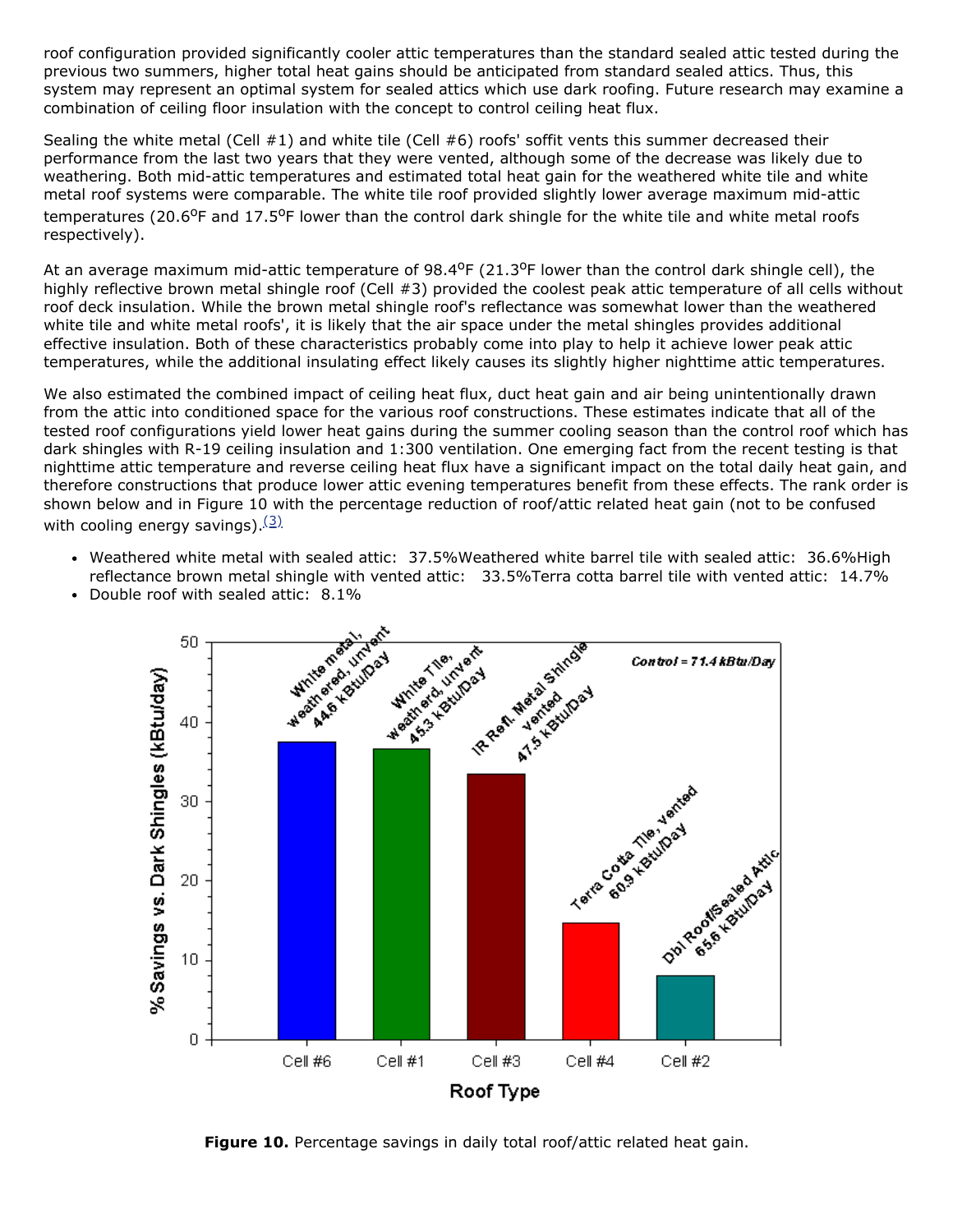roof configuration provided significantly cooler attic temperatures than the standard sealed attic tested during the previous two summers, higher total heat gains should be anticipated from standard sealed attics. Thus, this system may represent an optimal system for sealed attics which use dark roofing. Future research may examine a combination of ceiling floor insulation with the concept to control ceiling heat flux.

Sealing the white metal (Cell #1) and white tile (Cell #6) roofs' soffit vents this summer decreased their performance from the last two years that they were vented, although some of the decrease was likely due to weathering. Both mid-attic temperatures and estimated total heat gain for the weathered white tile and white metal roof systems were comparable. The white tile roof provided slightly lower average maximum mid-attic temperatures (20.6°F and 17.5°F lower than the control dark shingle for the white tile and white metal roofs respectively).

At an average maximum mid-attic temperature of 98.4°F (21.3°F lower than the control dark shingle cell), the highly reflective brown metal shingle roof (Cell #3) provided the coolest peak attic temperature of all cells without roof deck insulation. While the brown metal shingle roof's reflectance was somewhat lower than the weathered white tile and white metal roofs', it is likely that the air space under the metal shingles provides additional effective insulation. Both of these characteristics probably come into play to help it achieve lower peak attic temperatures, while the additional insulating effect likely causes its slightly higher nighttime attic temperatures.

We also estimated the combined impact of ceiling heat flux, duct heat gain and air being unintentionally drawn from the attic into conditioned space for the various roof constructions. These estimates indicate that all of the tested roof configurations yield lower heat gains during the summer cooling season than the control roof which has dark shingles with R-19 ceiling insulation and 1:300 ventilation. One emerging fact from the recent testing is that nighttime attic temperature and reverse ceiling heat flux have a significant impact on the total daily heat gain, and therefore constructions that produce lower attic evening temperatures benefit from these effects. The rank order is shown below and in Figure 10 with the percentage reduction of roof/attic related heat gain (not to be confused with cooling energy savings).(3)

- Weathered white metal with sealed attic: 37.5%Weathered white barrel tile with sealed attic: 36.6%High reflectance brown metal shingle with vented attic: 33.5%Terra cotta barrel tile with vented attic: 14.7%
- Double roof with sealed attic: 8.1%

**Figure 10.** Percentage savings in daily total roof/attic related heat gain.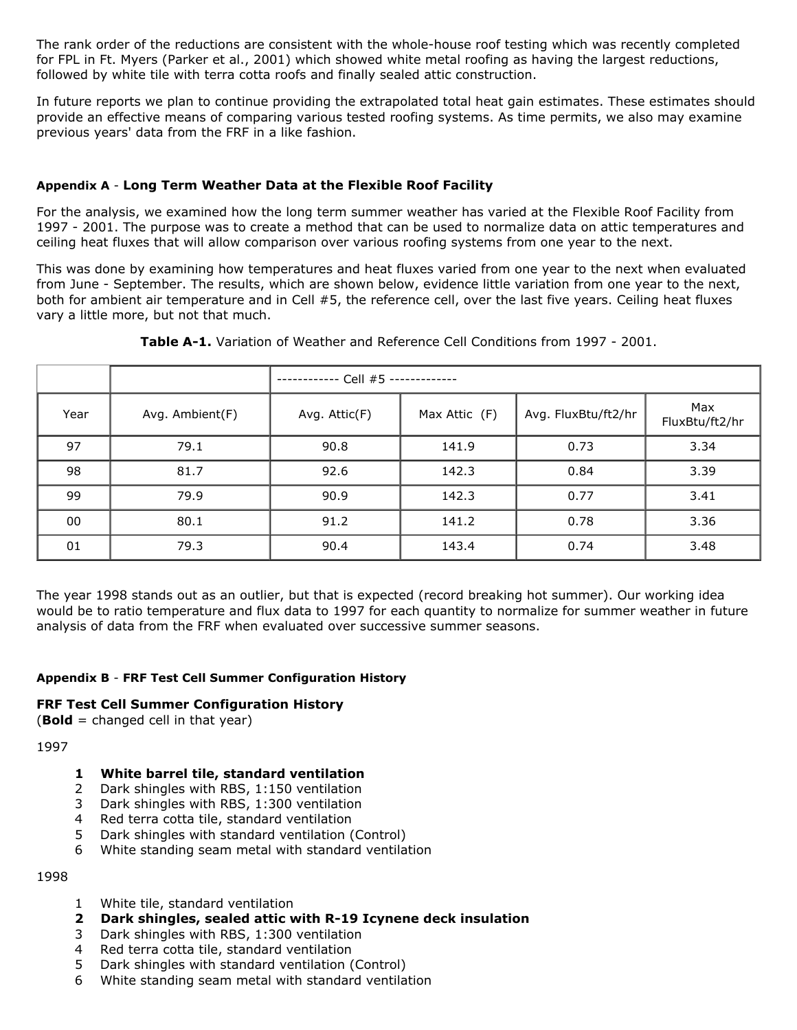The rank order of the reductions are consistent with the whole-house roof testing which was recently completed for FPL in Ft. Myers (Parker et al., 2001) which showed white metal roofing as having the largest reductions, followed by white tile with terra cotta roofs and finally sealed attic construction.

In future reports we plan to continue providing the extrapolated total heat gain estimates. These estimates should provide an effective means of comparing various tested roofing systems. As time permits, we also may examine previous years' data from the FRF in a like fashion.

#### Appendix A - Long Term Weather Data at the Flexible Roof Facility

For the analysis, we examined how the long term summer weather has varied at the Flexible Roof Facility from 1997 - 2001. The purpose was to create a method that can be used to normalize data on attic temperatures and ceiling heat fluxes that will allow comparison over various roofing systems from one year to the next.

This was done by examining how temperatures and heat fluxes varied from one year to the next when evaluated from June - September. The results, which are shown below, evidence little variation from one year to the next, both for ambient air temperature and in Cell #5, the reference cell, over the last five years. Ceiling heat fluxes vary a little more, but not that much.

**Table A-1.** Variation of Weather and Reference Cell Conditions from 1997 - 2001.

| | | ------------ Cell #5 ------------- | | | |
|---|---|---|---|---|---|
| Year | Avg. Ambient(F) | Avg. Attic(F) | Max Attic (F) | Avg. FluxBtu/ft2/hr | Max FluxBtu/ft2/hr |
| 97 | 79.1 | 90.8 | 141.9 | 0.73 | 3.34 |
| 98 | 81.7 | 92.6 | 142.3 | 0.84 | 3.39 |
| 99 | 79.9 | 90.9 | 142.3 | 0.77 | 3.41 |
| 00 | 80.1 | 91.2 | 141.2 | 0.78 | 3.36 |
| 01 | 79.3 | 90.4 | 143.4 | 0.74 | 3.48 |

The year 1998 stands out as an outlier, but that is expected (record breaking hot summer). Our working idea would be to ratio temperature and flux data to 1997 for each quantity to normalize for summer weather in future analysis of data from the FRF when evaluated over successive summer seasons.

#### Appendix B - FRF Test Cell Summer Configuration History

**FRF Test Cell Summer Configuration History**
(**Bold** = changed cell in that year)

1997

**1 White barrel tile, standard ventilation**
2 Dark shingles with RBS, 1:150 ventilation
3 Dark shingles with RBS, 1:300 ventilation
4 Red terra cotta tile, standard ventilation
5 Dark shingles with standard ventilation (Control)
6 White standing seam metal with standard ventilation

1998

1 White tile, standard ventilation
**2 Dark shingles, sealed attic with R-19 Icynene deck insulation**
3 Dark shingles with RBS, 1:300 ventilation
4 Red terra cotta tile, standard ventilation
5 Dark shingles with standard ventilation (Control)
6 White standing seam metal with standard ventilation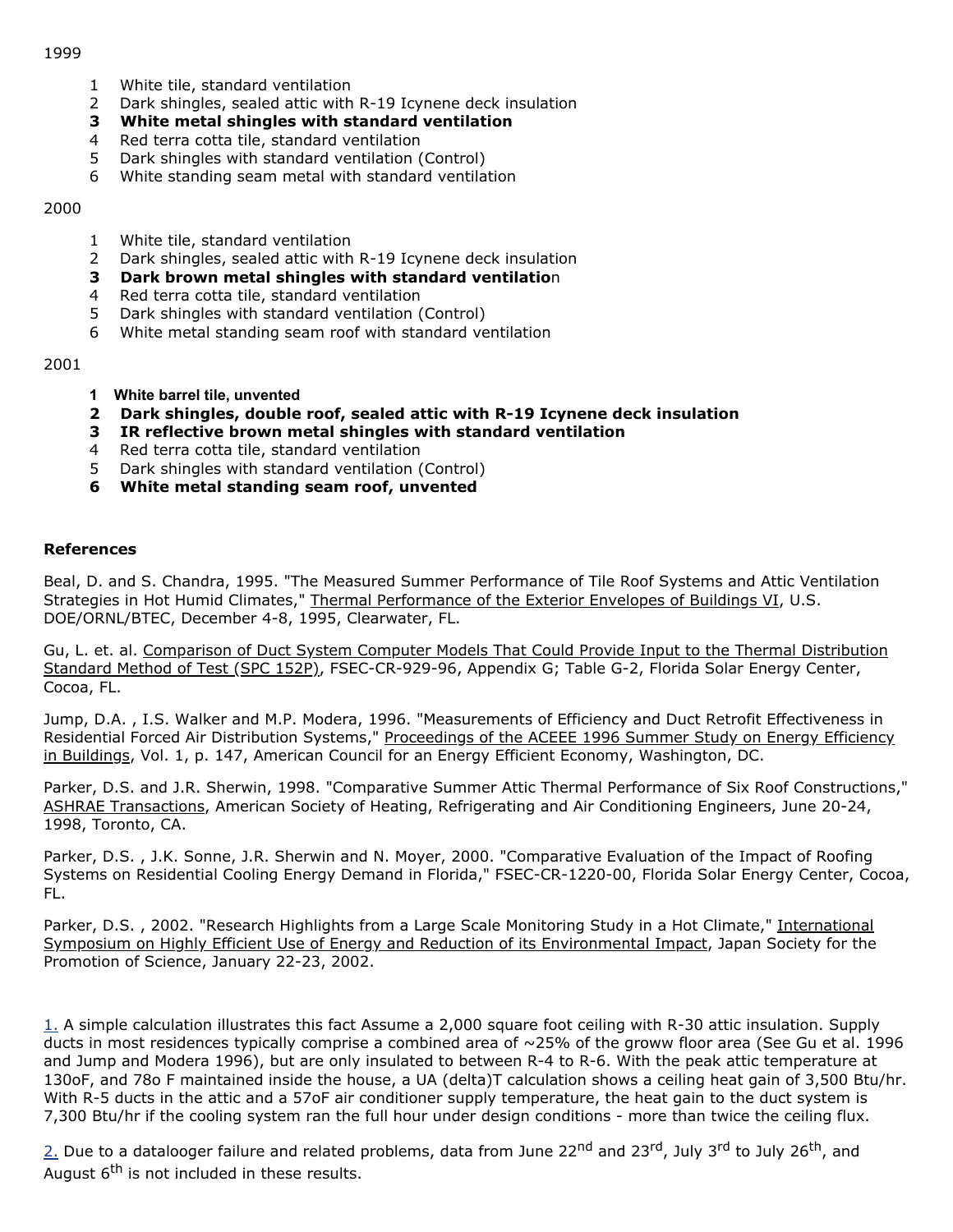1999

1 White tile, standard ventilation
2 Dark shingles, sealed attic with R-19 Icynene deck insulation
**3 White metal shingles with standard ventilation**
4 Red terra cotta tile, standard ventilation
5 Dark shingles with standard ventilation (Control)
6 White standing seam metal with standard ventilation

2000

1 White tile, standard ventilation
2 Dark shingles, sealed attic with R-19 Icynene deck insulation
**3 Dark brown metal shingles with standard ventilatio**n
4 Red terra cotta tile, standard ventilation
5 Dark shingles with standard ventilation (Control)
6 White metal standing seam roof with standard ventilation

2001

**1 White barrel tile, unvented**
**2 Dark shingles, double roof, sealed attic with R-19 Icynene deck insulation**
**3 IR reflective brown metal shingles with standard ventilation**
4 Red terra cotta tile, standard ventilation
5 Dark shingles with standard ventilation (Control)
**6 White metal standing seam roof, unvented**

**References**

Beal, D. and S. Chandra, 1995. "The Measured Summer Performance of Tile Roof Systems and Attic Ventilation Strategies in Hot Humid Climates," Thermal Performance of the Exterior Envelopes of Buildings VI, U.S. DOE/ORNL/BTEC, December 4-8, 1995, Clearwater, FL.

Gu, L. et. al. Comparison of Duct System Computer Models That Could Provide Input to the Thermal Distribution Standard Method of Test (SPC 152P), FSEC-CR-929-96, Appendix G; Table G-2, Florida Solar Energy Center, Cocoa, FL.

Jump, D.A. , I.S. Walker and M.P. Modera, 1996. "Measurements of Efficiency and Duct Retrofit Effectiveness in Residential Forced Air Distribution Systems," Proceedings of the ACEEE 1996 Summer Study on Energy Efficiency in Buildings, Vol. 1, p. 147, American Council for an Energy Efficient Economy, Washington, DC.

Parker, D.S. and J.R. Sherwin, 1998. "Comparative Summer Attic Thermal Performance of Six Roof Constructions," ASHRAE Transactions, American Society of Heating, Refrigerating and Air Conditioning Engineers, June 20-24, 1998, Toronto, CA.

Parker, D.S. , J.K. Sonne, J.R. Sherwin and N. Moyer, 2000. "Comparative Evaluation of the Impact of Roofing Systems on Residential Cooling Energy Demand in Florida," FSEC-CR-1220-00, Florida Solar Energy Center, Cocoa, FL.

Parker, D.S. , 2002. "Research Highlights from a Large Scale Monitoring Study in a Hot Climate," International Symposium on Highly Efficient Use of Energy and Reduction of its Environmental Impact, Japan Society for the Promotion of Science, January 22-23, 2002.

1. A simple calculation illustrates this fact Assume a 2,000 square foot ceiling with R-30 attic insulation. Supply ducts in most residences typically comprise a combined area of ~25% of the groww floor area (See Gu et al. 1996 and Jump and Modera 1996), but are only insulated to between R-4 to R-6. With the peak attic temperature at 130oF, and 78o F maintained inside the house, a UA (delta)T calculation shows a ceiling heat gain of 3,500 Btu/hr. With R-5 ducts in the attic and a 57oF air conditioner supply temperature, the heat gain to the duct system is 7,300 Btu/hr if the cooling system ran the full hour under design conditions - more than twice the ceiling flux.

2. Due to a datalooger failure and related problems, data from June 22nd and 23rd, July 3rd to July 26th, and August 6th is not included in these results.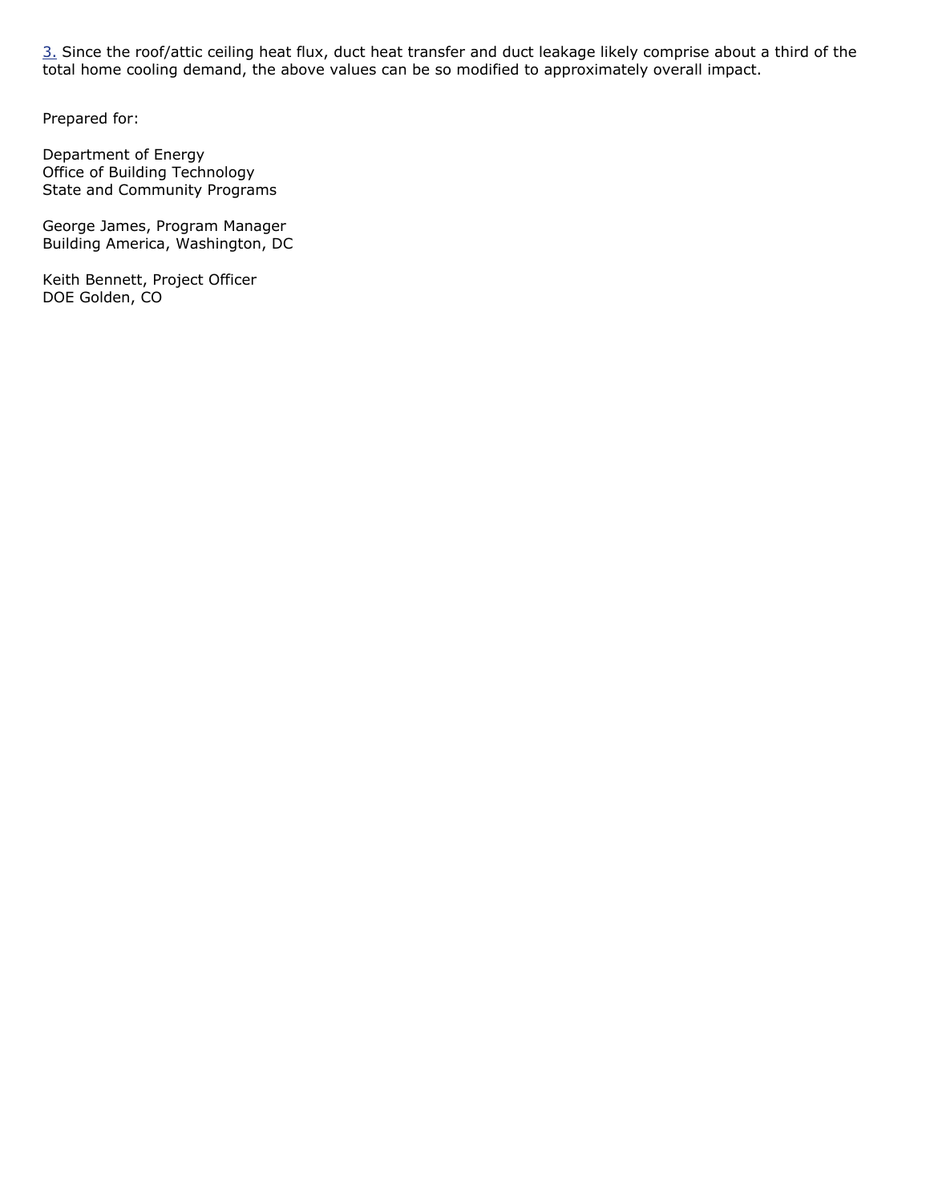3. Since the roof/attic ceiling heat flux, duct heat transfer and duct leakage likely comprise about a third of the total home cooling demand, the above values can be so modified to approximately overall impact.

Prepared for:

Department of Energy
Office of Building Technology
State and Community Programs

George James, Program Manager
Building America, Washington, DC

Keith Bennett, Project Officer
DOE Golden, CO